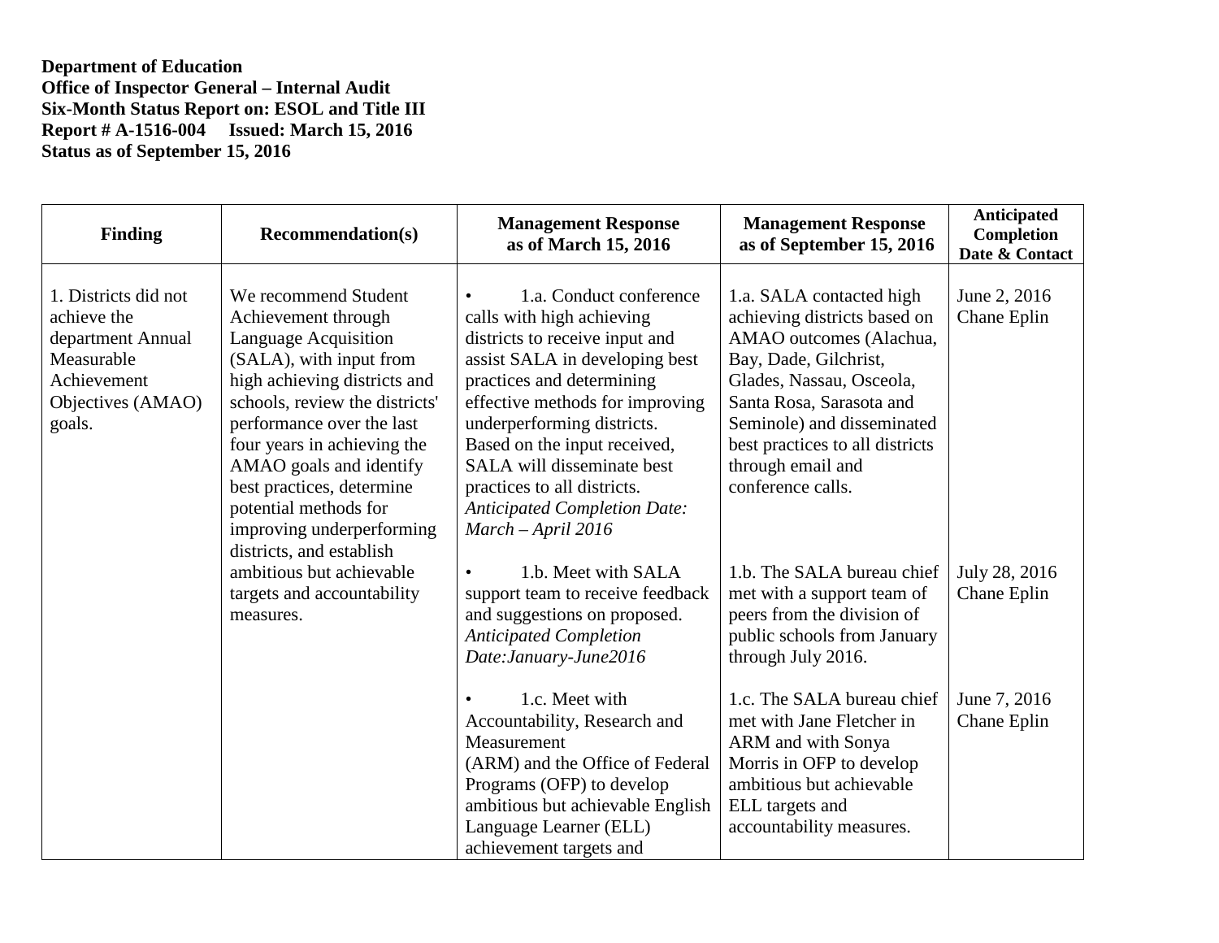**Department of Education**
**Office of Inspector General – Internal Audit**
**Six-Month Status Report on: ESOL and Title III**
**Report # A-1516-004   Issued: March 15, 2016**
**Status as of September 15, 2016**

| Finding | Recommendation(s) | Management Response as of March 15, 2016 | Management Response as of September 15, 2016 | Anticipated Completion Date & Contact |
|---|---|---|---|---|
| 1. Districts did not achieve the department Annual Measurable Achievement Objectives (AMAO) goals. | We recommend Student Achievement through Language Acquisition (SALA), with input from high achieving districts and schools, review the districts' performance over the last four years in achieving the AMAO goals and identify best practices, determine potential methods for improving underperforming districts, and establish ambitious but achievable targets and accountability measures. | • 1.a. Conduct conference calls with high achieving districts to receive input and assist SALA in developing best practices and determining effective methods for improving underperforming districts. Based on the input received, SALA will disseminate best practices to all districts. *Anticipated Completion Date: March – April 2016* | 1.a. SALA contacted high achieving districts based on AMAO outcomes (Alachua, Bay, Dade, Gilchrist, Glades, Nassau, Osceola, Santa Rosa, Sarasota and Seminole) and disseminated best practices to all districts through email and conference calls. | June 2, 2016 Chane Eplin |
| | | • 1.b. Meet with SALA support team to receive feedback and suggestions on proposed. *Anticipated Completion Date:January-June2016* | 1.b. The SALA bureau chief met with a support team of peers from the division of public schools from January through July 2016. | July 28, 2016 Chane Eplin |
| | | • 1.c. Meet with Accountability, Research and Measurement (ARM) and the Office of Federal Programs (OFP) to develop ambitious but achievable English Language Learner (ELL) achievement targets and | 1.c. The SALA bureau chief met with Jane Fletcher in ARM and with Sonya Morris in OFP to develop ambitious but achievable ELL targets and accountability measures. | June 7, 2016 Chane Eplin |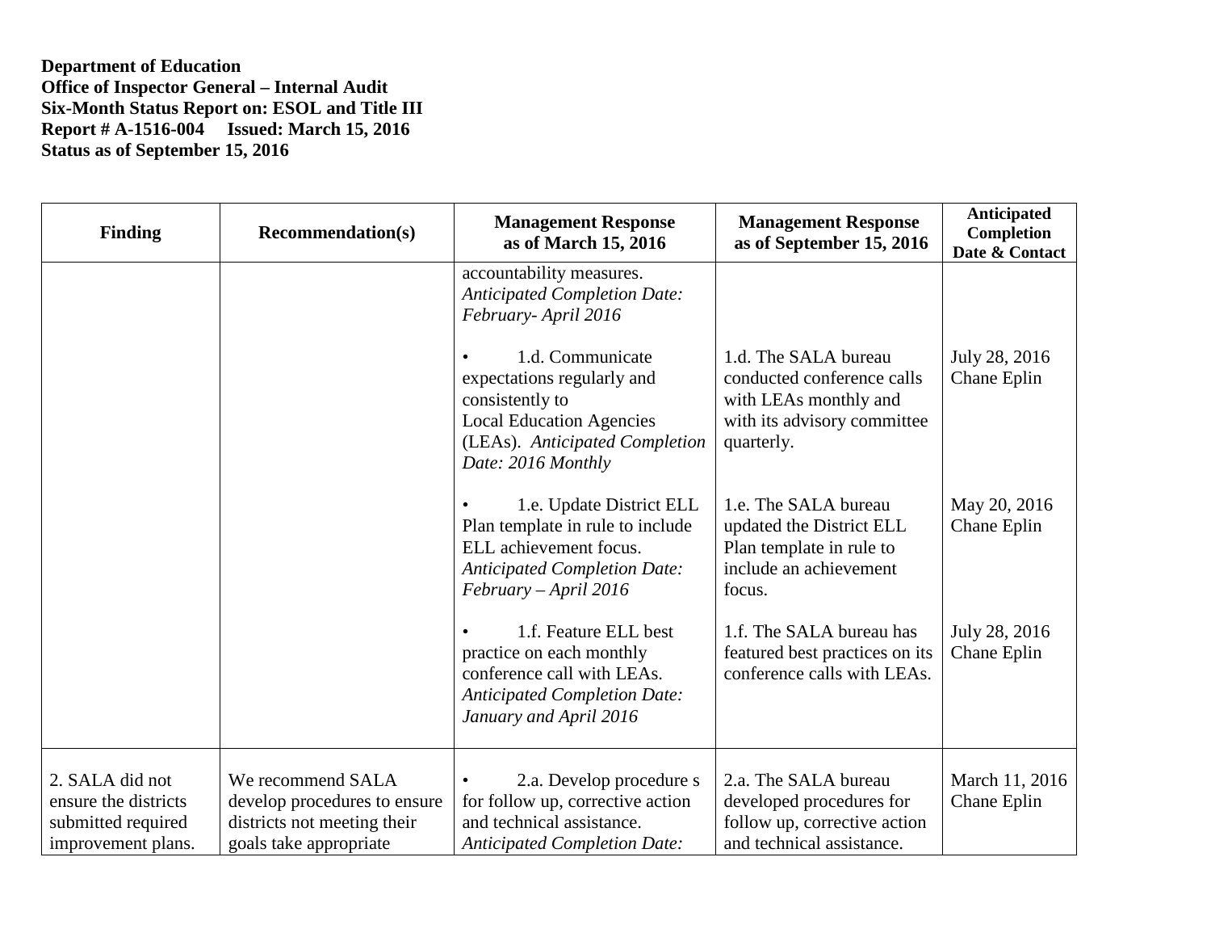**Department of Education**
**Office of Inspector General – Internal Audit**
**Six-Month Status Report on: ESOL and Title III**
**Report # A-1516-004 Issued: March 15, 2016**
**Status as of September 15, 2016**

| Finding | Recommendation(s) | Management Response as of March 15, 2016 | Management Response as of September 15, 2016 | Anticipated Completion Date & Contact |
|---|---|---|---|---|
| | | accountability measures. *Anticipated Completion Date: February- April 2016* | | |
| | | • 1.d. Communicate expectations regularly and consistently to Local Education Agencies (LEAs). *Anticipated Completion Date: 2016 Monthly* | 1.d. The SALA bureau conducted conference calls with LEAs monthly and with its advisory committee quarterly. | July 28, 2016 Chane Eplin |
| | | • 1.e. Update District ELL Plan template in rule to include ELL achievement focus. *Anticipated Completion Date: February – April 2016* | 1.e. The SALA bureau updated the District ELL Plan template in rule to include an achievement focus. | May 20, 2016 Chane Eplin |
| | | • 1.f. Feature ELL best practice on each monthly conference call with LEAs. *Anticipated Completion Date: January and April 2016* | 1.f. The SALA bureau has featured best practices on its conference calls with LEAs. | July 28, 2016 Chane Eplin |
| 2. SALA did not ensure the districts submitted required improvement plans. | We recommend SALA develop procedures to ensure districts not meeting their goals take appropriate | • 2.a. Develop procedure s for follow up, corrective action and technical assistance. *Anticipated Completion Date:* | 2.a. The SALA bureau developed procedures for follow up, corrective action and technical assistance. | March 11, 2016 Chane Eplin |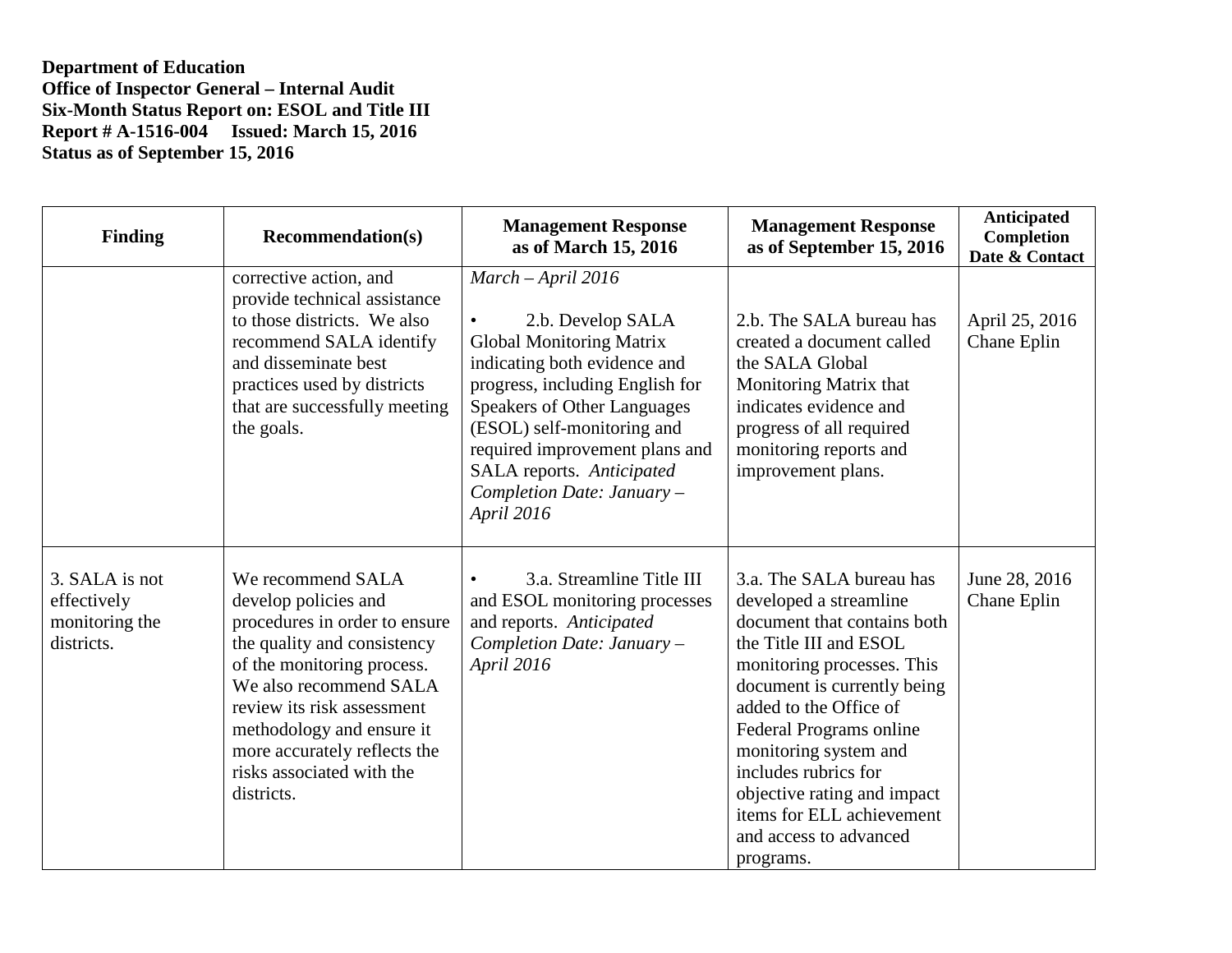**Department of Education**
**Office of Inspector General – Internal Audit**
**Six-Month Status Report on: ESOL and Title III**
**Report # A-1516-004 Issued: March 15, 2016**
**Status as of September 15, 2016**

| Finding | Recommendation(s) | Management Response as of March 15, 2016 | Management Response as of September 15, 2016 | Anticipated Completion Date & Contact |
|---|---|---|---|---|
| | corrective action, and provide technical assistance to those districts. We also recommend SALA identify and disseminate best practices used by districts that are successfully meeting the goals. | *March – April 2016*<br><br>• 2.b. Develop SALA Global Monitoring Matrix indicating both evidence and progress, including English for Speakers of Other Languages (ESOL) self-monitoring and required improvement plans and SALA reports. *Anticipated Completion Date: January – April 2016* | 2.b. The SALA bureau has created a document called the SALA Global Monitoring Matrix that indicates evidence and progress of all required monitoring reports and improvement plans. | April 25, 2016 Chane Eplin |
| 3. SALA is not effectively monitoring the districts. | We recommend SALA develop policies and procedures in order to ensure the quality and consistency of the monitoring process. We also recommend SALA review its risk assessment methodology and ensure it more accurately reflects the risks associated with the districts. | • 3.a. Streamline Title III and ESOL monitoring processes and reports. *Anticipated Completion Date: January – April 2016* | 3.a. The SALA bureau has developed a streamline document that contains both the Title III and ESOL monitoring processes. This document is currently being added to the Office of Federal Programs online monitoring system and includes rubrics for objective rating and impact items for ELL achievement and access to advanced programs. | June 28, 2016 Chane Eplin |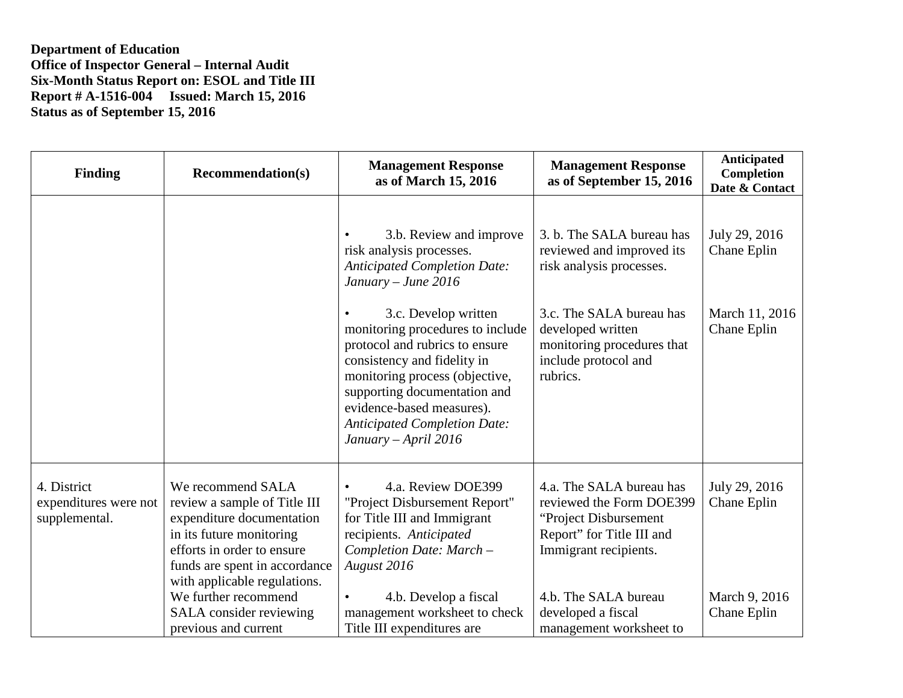**Department of Education**
**Office of Inspector General – Internal Audit**
**Six-Month Status Report on: ESOL and Title III**
**Report # A-1516-004 Issued: March 15, 2016**
**Status as of September 15, 2016**

| Finding | Recommendation(s) | Management Response as of March 15, 2016 | Management Response as of September 15, 2016 | Anticipated Completion Date & Contact |
|---|---|---|---|---|
| | | • 3.b. Review and improve risk analysis processes. *Anticipated Completion Date: January – June 2016*<br><br>• 3.c. Develop written monitoring procedures to include protocol and rubrics to ensure consistency and fidelity in monitoring process (objective, supporting documentation and evidence-based measures). *Anticipated Completion Date: January – April 2016* | 3. b. The SALA bureau has reviewed and improved its risk analysis processes.<br><br>3.c. The SALA bureau has developed written monitoring procedures that include protocol and rubrics. | July 29, 2016 Chane Eplin<br><br>March 11, 2016 Chane Eplin |
| 4. District expenditures were not supplemental. | We recommend SALA review a sample of Title III expenditure documentation in its future monitoring efforts in order to ensure funds are spent in accordance with applicable regulations. We further recommend SALA consider reviewing previous and current | • 4.a. Review DOE399 "Project Disbursement Report" for Title III and Immigrant recipients. *Anticipated Completion Date: March – August 2016*<br><br>• 4.b. Develop a fiscal management worksheet to check Title III expenditures are | 4.a. The SALA bureau has reviewed the Form DOE399 "Project Disbursement Report" for Title III and Immigrant recipients.<br><br>4.b. The SALA bureau developed a fiscal management worksheet to | July 29, 2016 Chane Eplin<br><br>March 9, 2016 Chane Eplin |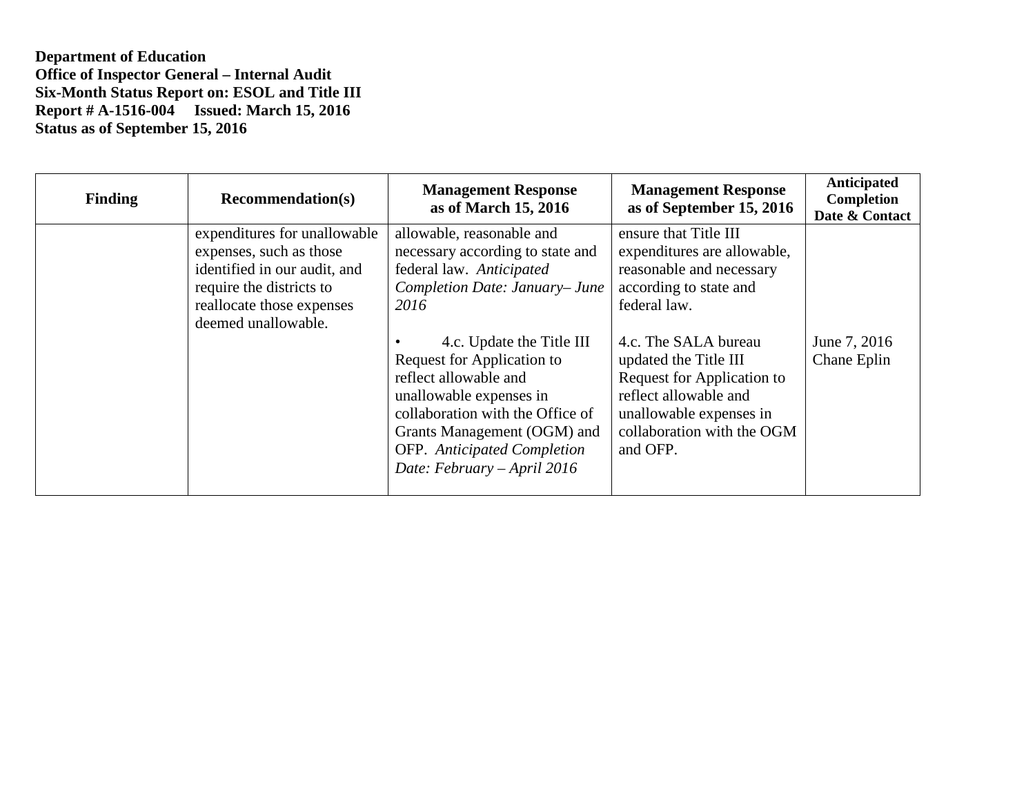**Department of Education**
**Office of Inspector General – Internal Audit**
**Six-Month Status Report on: ESOL and Title III**
**Report # A-1516-004 Issued: March 15, 2016**
**Status as of September 15, 2016**

| Finding | Recommendation(s) | Management Response as of March 15, 2016 | Management Response as of September 15, 2016 | Anticipated Completion Date & Contact |
|---|---|---|---|---|
| | expenditures for unallowable expenses, such as those identified in our audit, and require the districts to reallocate those expenses deemed unallowable. | allowable, reasonable and necessary according to state and federal law. *Anticipated Completion Date: January– June 2016*<br><br>• 4.c. Update the Title III Request for Application to reflect allowable and unallowable expenses in collaboration with the Office of Grants Management (OGM) and OFP. *Anticipated Completion Date: February – April 2016* | ensure that Title III expenditures are allowable, reasonable and necessary according to state and federal law.<br><br>4.c. The SALA bureau updated the Title III Request for Application to reflect allowable and unallowable expenses in collaboration with the OGM and OFP. | <br><br><br><br><br>June 7, 2016<br>Chane Eplin |